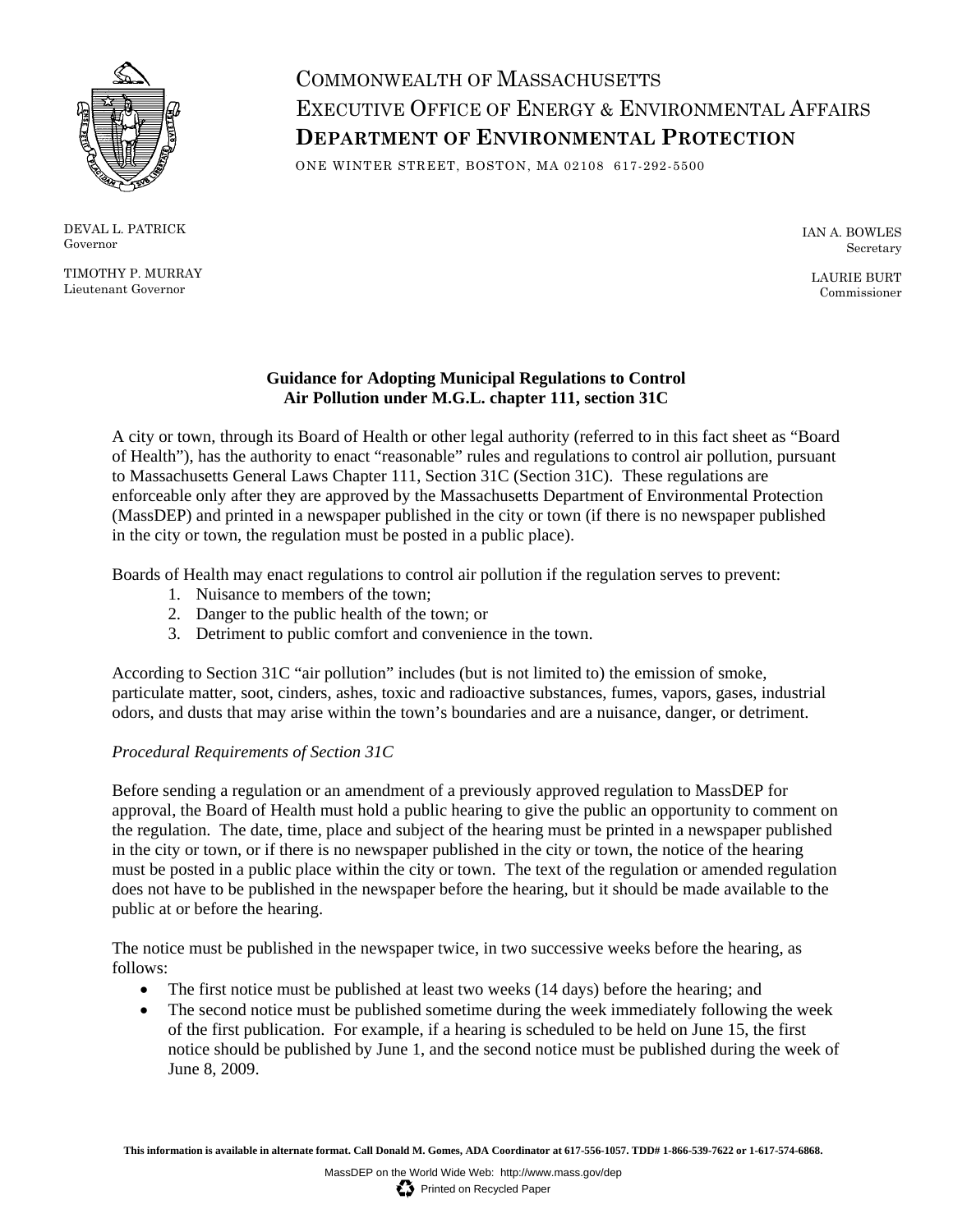COMMONWEALTH OF MASSACHUSETTS
EXECUTIVE OFFICE OF ENERGY & ENVIRONMENTAL AFFAIRS
**DEPARTMENT OF ENVIRONMENTAL PROTECTION**

ONE WINTER STREET, BOSTON, MA 02108 617-292-5500

DEVAL L. PATRICK
Governor

TIMOTHY P. MURRAY
Lieutenant Governor

IAN A. BOWLES
Secretary

LAURIE BURT
Commissioner

**Guidance for Adopting Municipal Regulations to Control Air Pollution under M.G.L. chapter 111, section 31C**

A city or town, through its Board of Health or other legal authority (referred to in this fact sheet as "Board of Health"), has the authority to enact "reasonable" rules and regulations to control air pollution, pursuant to Massachusetts General Laws Chapter 111, Section 31C (Section 31C). These regulations are enforceable only after they are approved by the Massachusetts Department of Environmental Protection (MassDEP) and printed in a newspaper published in the city or town (if there is no newspaper published in the city or town, the regulation must be posted in a public place).

Boards of Health may enact regulations to control air pollution if the regulation serves to prevent:

1. Nuisance to members of the town;
2. Danger to the public health of the town; or
3. Detriment to public comfort and convenience in the town.

According to Section 31C "air pollution" includes (but is not limited to) the emission of smoke, particulate matter, soot, cinders, ashes, toxic and radioactive substances, fumes, vapors, gases, industrial odors, and dusts that may arise within the town's boundaries and are a nuisance, danger, or detriment.

*Procedural Requirements of Section 31C*

Before sending a regulation or an amendment of a previously approved regulation to MassDEP for approval, the Board of Health must hold a public hearing to give the public an opportunity to comment on the regulation. The date, time, place and subject of the hearing must be printed in a newspaper published in the city or town, or if there is no newspaper published in the city or town, the notice of the hearing must be posted in a public place within the city or town. The text of the regulation or amended regulation does not have to be published in the newspaper before the hearing, but it should be made available to the public at or before the hearing.

The notice must be published in the newspaper twice, in two successive weeks before the hearing, as follows:

- The first notice must be published at least two weeks (14 days) before the hearing; and
- The second notice must be published sometime during the week immediately following the week of the first publication. For example, if a hearing is scheduled to be held on June 15, the first notice should be published by June 1, and the second notice must be published during the week of June 8, 2009.

**This information is available in alternate format. Call Donald M. Gomes, ADA Coordinator at 617-556-1057. TDD# 1-866-539-7622 or 1-617-574-6868.**

MassDEP on the World Wide Web: http://www.mass.gov/dep

Printed on Recycled Paper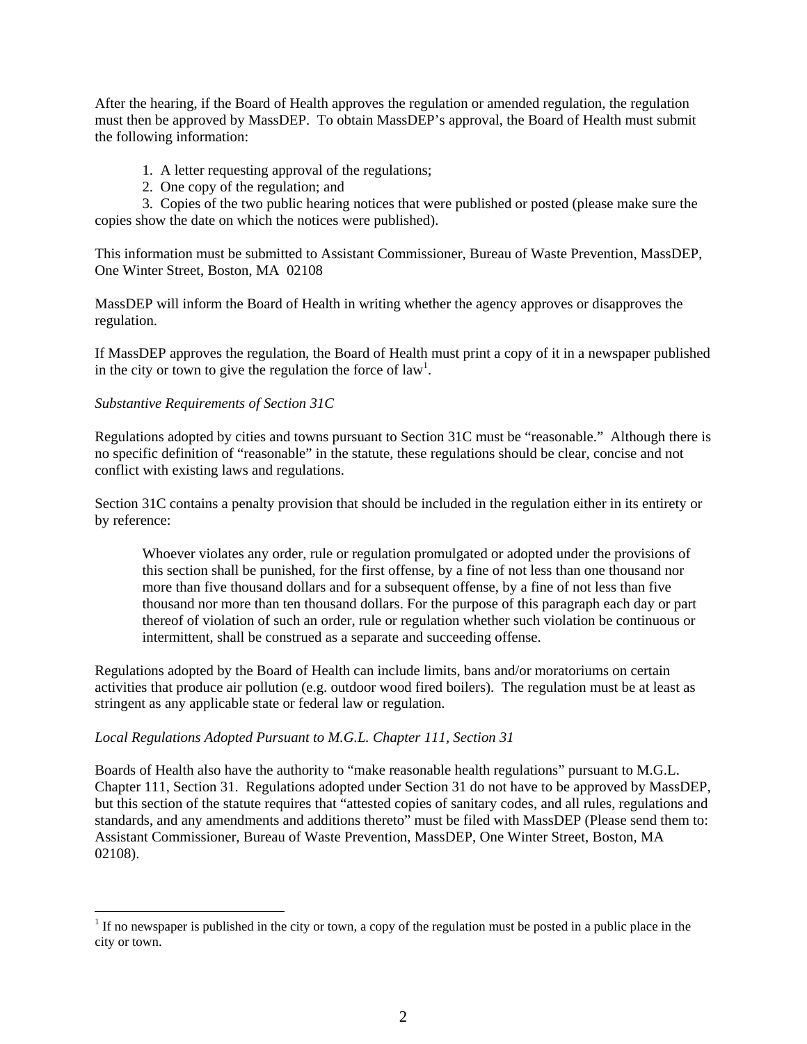After the hearing, if the Board of Health approves the regulation or amended regulation, the regulation must then be approved by MassDEP. To obtain MassDEP's approval, the Board of Health must submit the following information:

1. A letter requesting approval of the regulations;
2. One copy of the regulation; and
3. Copies of the two public hearing notices that were published or posted (please make sure the copies show the date on which the notices were published).

This information must be submitted to Assistant Commissioner, Bureau of Waste Prevention, MassDEP, One Winter Street, Boston, MA 02108

MassDEP will inform the Board of Health in writing whether the agency approves or disapproves the regulation.

If MassDEP approves the regulation, the Board of Health must print a copy of it in a newspaper published in the city or town to give the regulation the force of law[1].

*Substantive Requirements of Section 31C*

Regulations adopted by cities and towns pursuant to Section 31C must be "reasonable." Although there is no specific definition of "reasonable" in the statute, these regulations should be clear, concise and not conflict with existing laws and regulations.

Section 31C contains a penalty provision that should be included in the regulation either in its entirety or by reference:

> Whoever violates any order, rule or regulation promulgated or adopted under the provisions of this section shall be punished, for the first offense, by a fine of not less than one thousand nor more than five thousand dollars and for a subsequent offense, by a fine of not less than five thousand nor more than ten thousand dollars. For the purpose of this paragraph each day or part thereof of violation of such an order, rule or regulation whether such violation be continuous or intermittent, shall be construed as a separate and succeeding offense.

Regulations adopted by the Board of Health can include limits, bans and/or moratoriums on certain activities that produce air pollution (e.g. outdoor wood fired boilers). The regulation must be at least as stringent as any applicable state or federal law or regulation.

*Local Regulations Adopted Pursuant to M.G.L. Chapter 111, Section 31*

Boards of Health also have the authority to "make reasonable health regulations" pursuant to M.G.L. Chapter 111, Section 31. Regulations adopted under Section 31 do not have to be approved by MassDEP, but this section of the statute requires that "attested copies of sanitary codes, and all rules, regulations and standards, and any amendments and additions thereto" must be filed with MassDEP (Please send them to: Assistant Commissioner, Bureau of Waste Prevention, MassDEP, One Winter Street, Boston, MA 02108).

---

[1] If no newspaper is published in the city or town, a copy of the regulation must be posted in a public place in the city or town.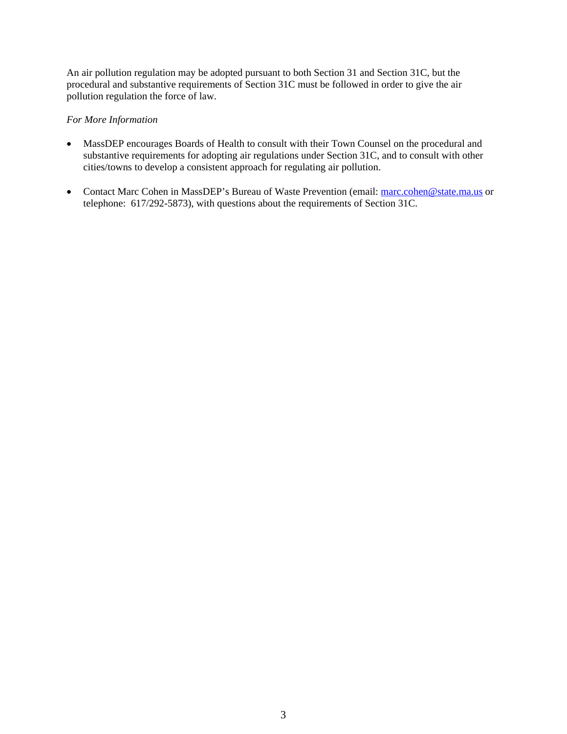An air pollution regulation may be adopted pursuant to both Section 31 and Section 31C, but the procedural and substantive requirements of Section 31C must be followed in order to give the air pollution regulation the force of law.

*For More Information*

- MassDEP encourages Boards of Health to consult with their Town Counsel on the procedural and substantive requirements for adopting air regulations under Section 31C, and to consult with other cities/towns to develop a consistent approach for regulating air pollution.

- Contact Marc Cohen in MassDEP's Bureau of Waste Prevention (email: marc.cohen@state.ma.us or telephone: 617/292-5873), with questions about the requirements of Section 31C.